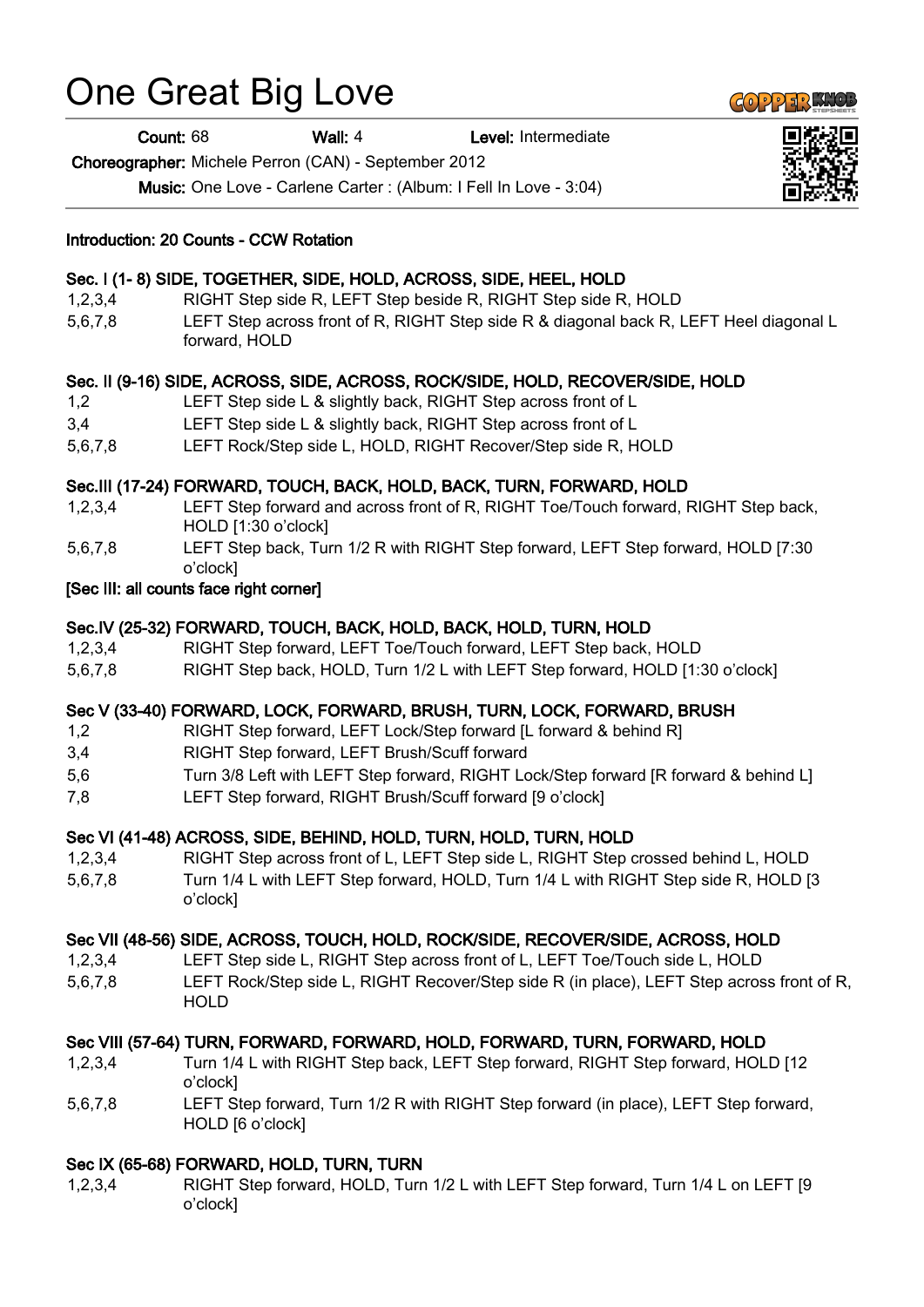# One Great Big Love

**Count:** 68 **Wall:** 4 **Level:** Intermediate

**Choreographer:** Michele Perron (CAN) - September 2012

**Music:** One Love - Carlene Carter : (Album: I Fell In Love - 3:04)

**Introduction: 20 Counts - CCW Rotation**

**Sec. I (1- 8) SIDE, TOGETHER, SIDE, HOLD, ACROSS, SIDE, HEEL, HOLD**

| | |
|---|---|
| 1,2,3,4 | RIGHT Step side R, LEFT Step beside R, RIGHT Step side R, HOLD |
| 5,6,7,8 | LEFT Step across front of R, RIGHT Step side R & diagonal back R, LEFT Heel diagonal L forward, HOLD |

**Sec. II (9-16) SIDE, ACROSS, SIDE, ACROSS, ROCK/SIDE, HOLD, RECOVER/SIDE, HOLD**

| | |
|---|---|
| 1,2 | LEFT Step side L & slightly back, RIGHT Step across front of L |
| 3,4 | LEFT Step side L & slightly back, RIGHT Step across front of L |
| 5,6,7,8 | LEFT Rock/Step side L, HOLD, RIGHT Recover/Step side R, HOLD |

**Sec.III (17-24) FORWARD, TOUCH, BACK, HOLD, BACK, TURN, FORWARD, HOLD**

| | |
|---|---|
| 1,2,3,4 | LEFT Step forward and across front of R, RIGHT Toe/Touch forward, RIGHT Step back, HOLD [1:30 o'clock] |
| 5,6,7,8 | LEFT Step back, Turn 1/2 R with RIGHT Step forward, LEFT Step forward, HOLD [7:30 o'clock] |

**[Sec III: all counts face right corner]**

**Sec.IV (25-32) FORWARD, TOUCH, BACK, HOLD, BACK, HOLD, TURN, HOLD**

| | |
|---|---|
| 1,2,3,4 | RIGHT Step forward, LEFT Toe/Touch forward, LEFT Step back, HOLD |
| 5,6,7,8 | RIGHT Step back, HOLD, Turn 1/2 L with LEFT Step forward, HOLD [1:30 o'clock] |

**Sec V (33-40) FORWARD, LOCK, FORWARD, BRUSH, TURN, LOCK, FORWARD, BRUSH**

| | |
|---|---|
| 1,2 | RIGHT Step forward, LEFT Lock/Step forward [L forward & behind R] |
| 3,4 | RIGHT Step forward, LEFT Brush/Scuff forward |
| 5,6 | Turn 3/8 Left with LEFT Step forward, RIGHT Lock/Step forward [R forward & behind L] |
| 7,8 | LEFT Step forward, RIGHT Brush/Scuff forward [9 o'clock] |

**Sec VI (41-48) ACROSS, SIDE, BEHIND, HOLD, TURN, HOLD, TURN, HOLD**

| | |
|---|---|
| 1,2,3,4 | RIGHT Step across front of L, LEFT Step side L, RIGHT Step crossed behind L, HOLD |
| 5,6,7,8 | Turn 1/4 L with LEFT Step forward, HOLD, Turn 1/4 L with RIGHT Step side R, HOLD [3 o'clock] |

**Sec VII (48-56) SIDE, ACROSS, TOUCH, HOLD, ROCK/SIDE, RECOVER/SIDE, ACROSS, HOLD**

| | |
|---|---|
| 1,2,3,4 | LEFT Step side L, RIGHT Step across front of L, LEFT Toe/Touch side L, HOLD |
| 5,6,7,8 | LEFT Rock/Step side L, RIGHT Recover/Step side R (in place), LEFT Step across front of R, HOLD |

**Sec VIII (57-64) TURN, FORWARD, FORWARD, HOLD, FORWARD, TURN, FORWARD, HOLD**

| | |
|---|---|
| 1,2,3,4 | Turn 1/4 L with RIGHT Step back, LEFT Step forward, RIGHT Step forward, HOLD [12 o'clock] |
| 5,6,7,8 | LEFT Step forward, Turn 1/2 R with RIGHT Step forward (in place), LEFT Step forward, HOLD [6 o'clock] |

**Sec IX (65-68) FORWARD, HOLD, TURN, TURN**

| | |
|---|---|
| 1,2,3,4 | RIGHT Step forward, HOLD, Turn 1/2 L with LEFT Step forward, Turn 1/4 L on LEFT [9 o'clock] |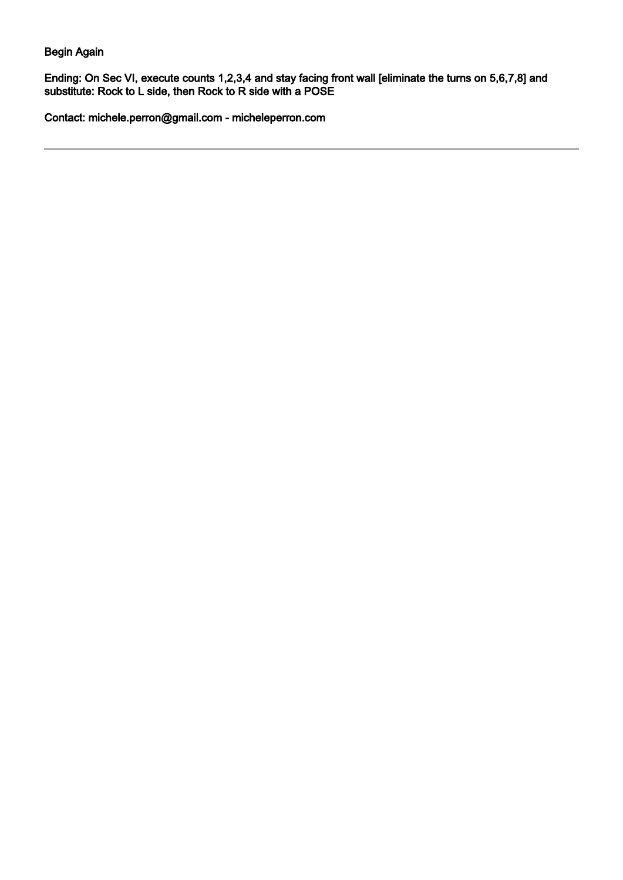Begin Again

Ending: On Sec VI, execute counts 1,2,3,4 and stay facing front wall [eliminate the turns on 5,6,7,8] and substitute: Rock to L side, then Rock to R side with a POSE

Contact: michele.perron@gmail.com - micheleperron.com

---